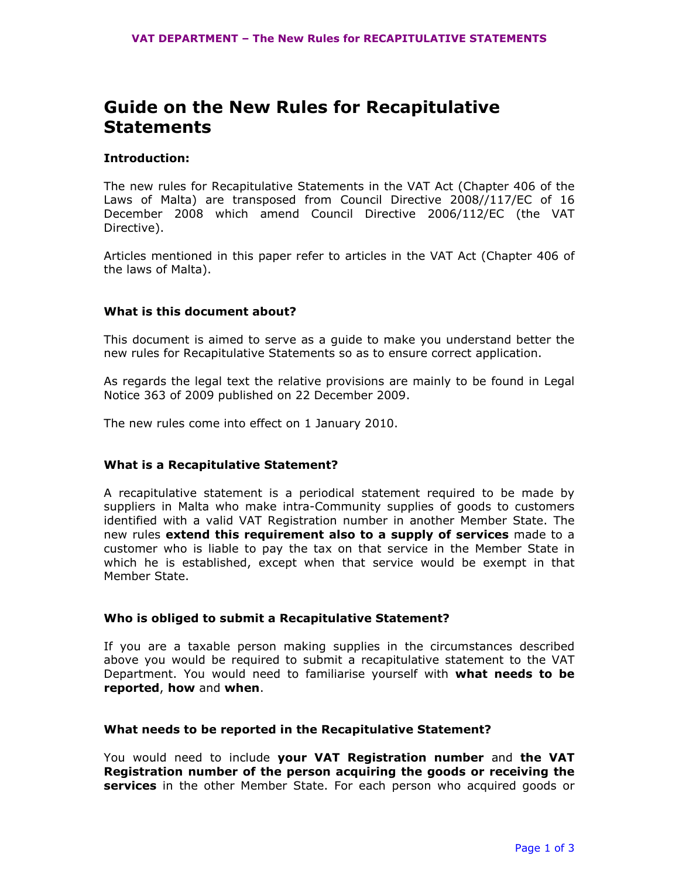# Guide on the New Rules for Recapitulative Statements

**Introduction:**

The new rules for Recapitulative Statements in the VAT Act (Chapter 406 of the Laws of Malta) are transposed from Council Directive 2008//117/EC of 16 December 2008 which amend Council Directive 2006/112/EC (the VAT Directive).

Articles mentioned in this paper refer to articles in the VAT Act (Chapter 406 of the laws of Malta).

**What is this document about?**

This document is aimed to serve as a guide to make you understand better the new rules for Recapitulative Statements so as to ensure correct application.

As regards the legal text the relative provisions are mainly to be found in Legal Notice 363 of 2009 published on 22 December 2009.

The new rules come into effect on 1 January 2010.

**What is a Recapitulative Statement?**

A recapitulative statement is a periodical statement required to be made by suppliers in Malta who make intra-Community supplies of goods to customers identified with a valid VAT Registration number in another Member State. The new rules **extend this requirement also to a supply of services** made to a customer who is liable to pay the tax on that service in the Member State in which he is established, except when that service would be exempt in that Member State.

**Who is obliged to submit a Recapitulative Statement?**

If you are a taxable person making supplies in the circumstances described above you would be required to submit a recapitulative statement to the VAT Department. You would need to familiarise yourself with **what needs to be reported**, **how** and **when**.

**What needs to be reported in the Recapitulative Statement?**

You would need to include **your VAT Registration number** and **the VAT Registration number of the person acquiring the goods or receiving the services** in the other Member State. For each person who acquired goods or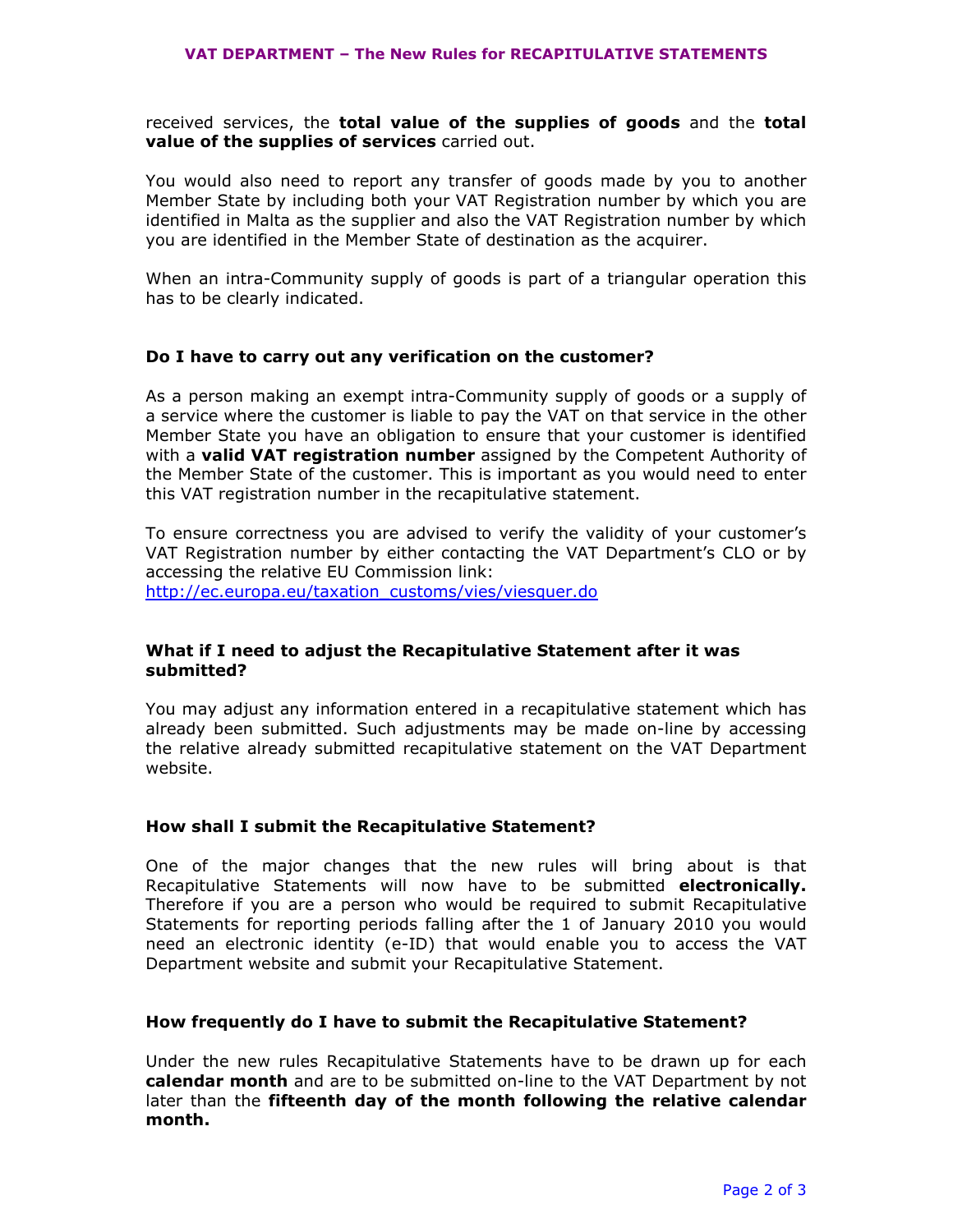received services, the **total value of the supplies of goods** and the **total value of the supplies of services** carried out.

You would also need to report any transfer of goods made by you to another Member State by including both your VAT Registration number by which you are identified in Malta as the supplier and also the VAT Registration number by which you are identified in the Member State of destination as the acquirer.

When an intra-Community supply of goods is part of a triangular operation this has to be clearly indicated.

### Do I have to carry out any verification on the customer?

As a person making an exempt intra-Community supply of goods or a supply of a service where the customer is liable to pay the VAT on that service in the other Member State you have an obligation to ensure that your customer is identified with a **valid VAT registration number** assigned by the Competent Authority of the Member State of the customer. This is important as you would need to enter this VAT registration number in the recapitulative statement.

To ensure correctness you are advised to verify the validity of your customer's VAT Registration number by either contacting the VAT Department's CLO or by accessing the relative EU Commission link:
http://ec.europa.eu/taxation_customs/vies/viesquer.do

### What if I need to adjust the Recapitulative Statement after it was submitted?

You may adjust any information entered in a recapitulative statement which has already been submitted. Such adjustments may be made on-line by accessing the relative already submitted recapitulative statement on the VAT Department website.

### How shall I submit the Recapitulative Statement?

One of the major changes that the new rules will bring about is that Recapitulative Statements will now have to be submitted **electronically.** Therefore if you are a person who would be required to submit Recapitulative Statements for reporting periods falling after the 1 of January 2010 you would need an electronic identity (e-ID) that would enable you to access the VAT Department website and submit your Recapitulative Statement.

### How frequently do I have to submit the Recapitulative Statement?

Under the new rules Recapitulative Statements have to be drawn up for each **calendar month** and are to be submitted on-line to the VAT Department by not later than the **fifteenth day of the month following the relative calendar month.**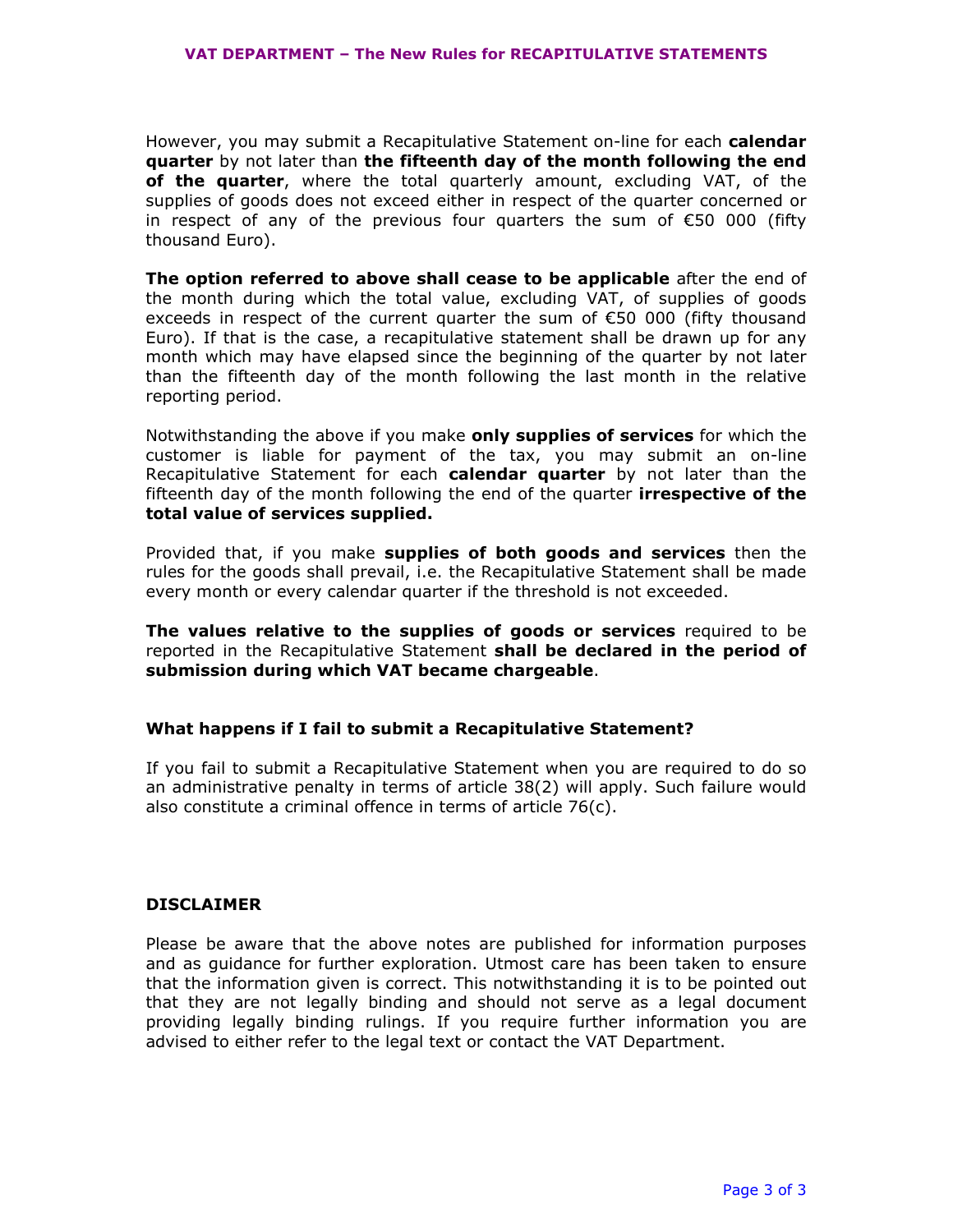However, you may submit a Recapitulative Statement on-line for each **calendar quarter** by not later than **the fifteenth day of the month following the end of the quarter**, where the total quarterly amount, excluding VAT, of the supplies of goods does not exceed either in respect of the quarter concerned or in respect of any of the previous four quarters the sum of €50 000 (fifty thousand Euro).

**The option referred to above shall cease to be applicable** after the end of the month during which the total value, excluding VAT, of supplies of goods exceeds in respect of the current quarter the sum of €50 000 (fifty thousand Euro). If that is the case, a recapitulative statement shall be drawn up for any month which may have elapsed since the beginning of the quarter by not later than the fifteenth day of the month following the last month in the relative reporting period.

Notwithstanding the above if you make **only supplies of services** for which the customer is liable for payment of the tax, you may submit an on-line Recapitulative Statement for each **calendar quarter** by not later than the fifteenth day of the month following the end of the quarter **irrespective of the total value of services supplied.**

Provided that, if you make **supplies of both goods and services** then the rules for the goods shall prevail, i.e. the Recapitulative Statement shall be made every month or every calendar quarter if the threshold is not exceeded.

**The values relative to the supplies of goods or services** required to be reported in the Recapitulative Statement **shall be declared in the period of submission during which VAT became chargeable**.

### What happens if I fail to submit a Recapitulative Statement?

If you fail to submit a Recapitulative Statement when you are required to do so an administrative penalty in terms of article 38(2) will apply. Such failure would also constitute a criminal offence in terms of article 76(c).

### DISCLAIMER

Please be aware that the above notes are published for information purposes and as guidance for further exploration. Utmost care has been taken to ensure that the information given is correct. This notwithstanding it is to be pointed out that they are not legally binding and should not serve as a legal document providing legally binding rulings. If you require further information you are advised to either refer to the legal text or contact the VAT Department.